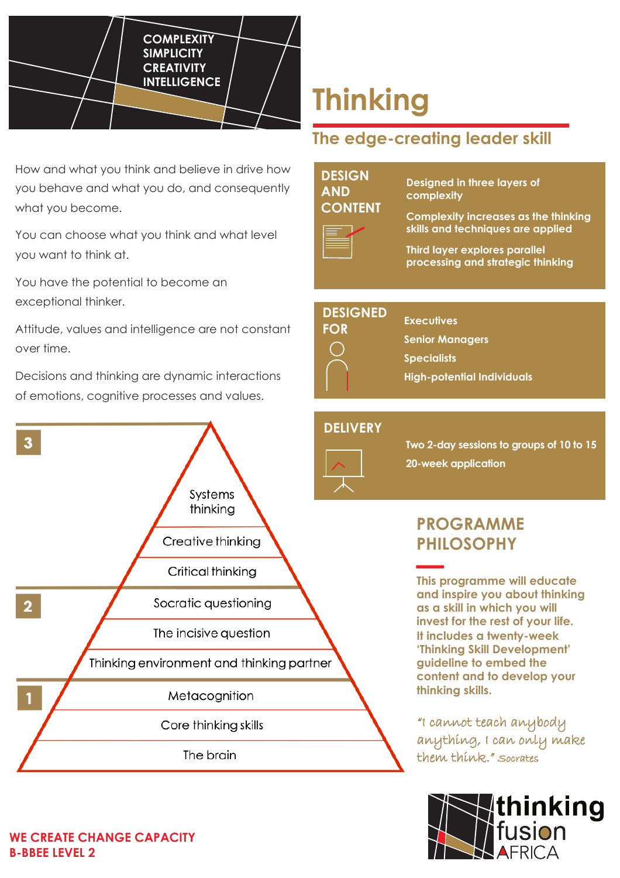COMPLEXITY
SIMPLICITY
CREATIVITY
INTELLIGENCE

# Thinking

## The edge-creating leader skill

How and what you think and believe in drive how you behave and what you do, and consequently what you become.

You can choose what you think and what level you want to think at.

You have the potential to become an exceptional thinker.

Attitude, values and intelligence are not constant over time.

Decisions and thinking are dynamic interactions of emotions, cognitive processes and values.

**3**
- Systems thinking
- Creative thinking
- Critical thinking

**2**
- Socratic questioning
- The incisive question
- Thinking environment and thinking partner

**1**
- Metacognition
- Core thinking skills
- The brain

### DESIGN AND CONTENT

- Designed in three layers of complexity
- Complexity increases as the thinking skills and techniques are applied
- Third layer explores parallel processing and strategic thinking

### DESIGNED FOR

- Executives
- Senior Managers
- Specialists
- High-potential Individuals

### DELIVERY

- Two 2-day sessions to groups of 10 to 15
- 20-week application

## PROGRAMME PHILOSOPHY

**This programme will educate and inspire you about thinking as a skill in which you will invest for the rest of your life. It includes a twenty-week 'Thinking Skill Development' guideline to embed the content and to develop your thinking skills.**

*"I cannot teach anybody anything, I can only make them think." Socrates*

**WE CREATE CHANGE CAPACITY**
**B-BBEE LEVEL 2**

thinking fusion AFRICA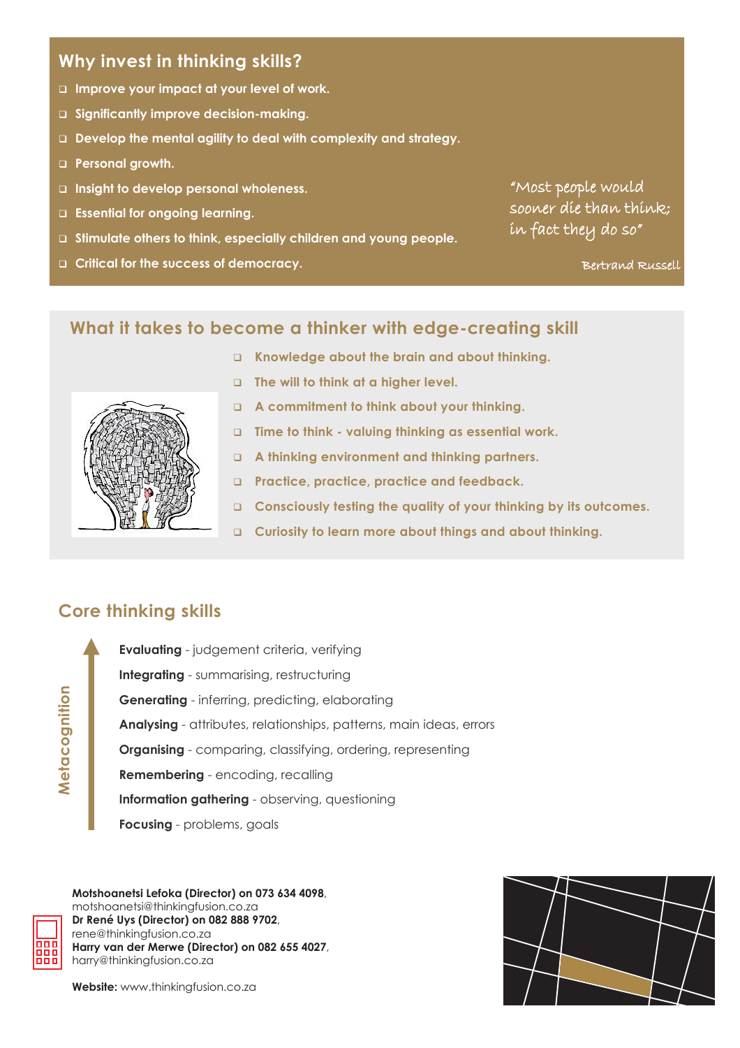## Why invest in thinking skills?

- Improve your impact at your level of work.
- Significantly improve decision-making.
- Develop the mental agility to deal with complexity and strategy.
- Personal growth.
- Insight to develop personal wholeness.
- Essential for ongoing learning.
- Stimulate others to think, especially children and young people.
- Critical for the success of democracy.

*"Most people would sooner die than think; in fact they do so"*

Bertrand Russell

## What it takes to become a thinker with edge-creating skill

- Knowledge about the brain and about thinking.
- The will to think at a higher level.
- A commitment to think about your thinking.
- Time to think - valuing thinking as essential work.
- A thinking environment and thinking partners.
- Practice, practice, practice and feedback.
- Consciously testing the quality of your thinking by its outcomes.
- Curiosity to learn more about things and about thinking.

## Core thinking skills

Metacognition

**Evaluating** - judgement criteria, verifying

**Integrating** - summarising, restructuring

**Generating** - inferring, predicting, elaborating

**Analysing** - attributes, relationships, patterns, main ideas, errors

**Organising** - comparing, classifying, ordering, representing

**Remembering** - encoding, recalling

**Information gathering** - observing, questioning

**Focusing** - problems, goals

**Motshoanetsi Lefoka (Director) on 073 634 4098**,
motshoanetsi@thinkingfusion.co.za
**Dr René Uys (Director) on 082 888 9702**,
rene@thinkingfusion.co.za
**Harry van der Merwe (Director) on 082 655 4027**,
harry@thinkingfusion.co.za

**Website:** www.thinkingfusion.co.za